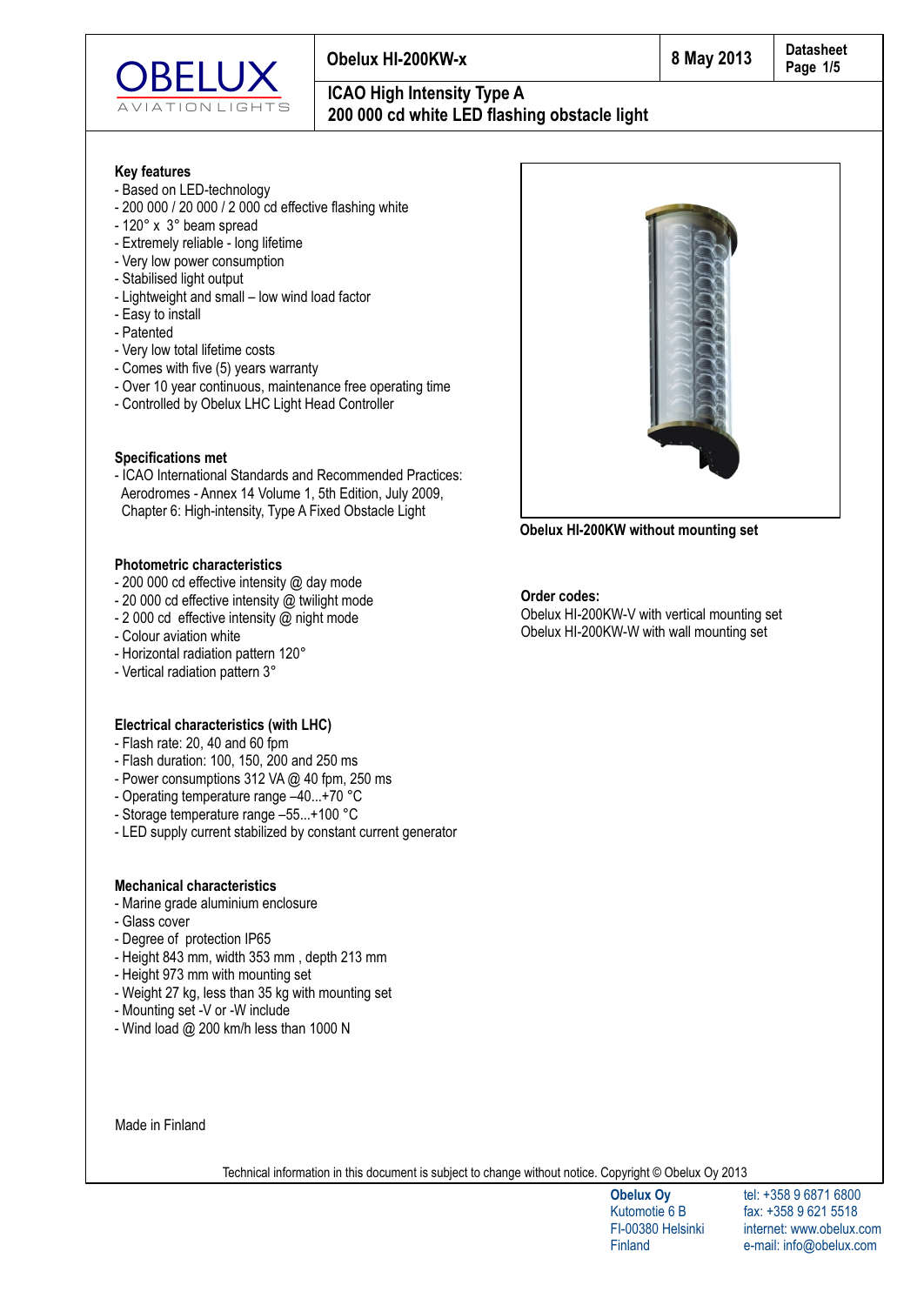# Obelux HI-200KW-x

8 May 2013

Datasheet

## ICAO High Intensity Type A 200 000 cd white LED flashing obstacle light

### Key features

- Based on LED-technology
- 200 000 / 20 000 / 2 000 cd effective flashing white
- 120° x 3° beam spread
- Extremely reliable - long lifetime
- Very low power consumption
- Stabilised light output
- Lightweight and small – low wind load factor
- Easy to install
- Patented
- Very low total lifetime costs
- Comes with five (5) years warranty
- Over 10 year continuous, maintenance free operating time
- Controlled by Obelux LHC Light Head Controller

### Specifications met

- ICAO International Standards and Recommended Practices: Aerodromes - Annex 14 Volume 1, 5th Edition, July 2009, Chapter 6: High-intensity, Type A Fixed Obstacle Light

### Photometric characteristics

- 200 000 cd effective intensity @ day mode
- 20 000 cd effective intensity @ twilight mode
- 2 000 cd effective intensity @ night mode
- Colour aviation white
- Horizontal radiation pattern 120°
- Vertical radiation pattern 3°

### Electrical characteristics (with LHC)

- Flash rate: 20, 40 and 60 fpm
- Flash duration: 100, 150, 200 and 250 ms
- Power consumptions 312 VA @ 40 fpm, 250 ms
- Operating temperature range –40...+70 °C
- Storage temperature range –55...+100 °C
- LED supply current stabilized by constant current generator

### Mechanical characteristics

- Marine grade aluminium enclosure
- Glass cover
- Degree of protection IP65
- Height 843 mm, width 353 mm , depth 213 mm
- Height 973 mm with mounting set
- Weight 27 kg, less than 35 kg with mounting set
- Mounting set -V or -W include
- Wind load @ 200 km/h less than 1000 N

**Obelux HI-200KW without mounting set**

### Order codes:

Obelux HI-200KW-V with vertical mounting set
Obelux HI-200KW-W with wall mounting set

Made in Finland

Technical information in this document is subject to change without notice. Copyright © Obelux Oy 2013

**Obelux Oy**
Kutomotie 6 B
FI-00380 Helsinki
Finland

tel: +358 9 6871 6800
fax: +358 9 621 5518
internet: www.obelux.com
e-mail: info@obelux.com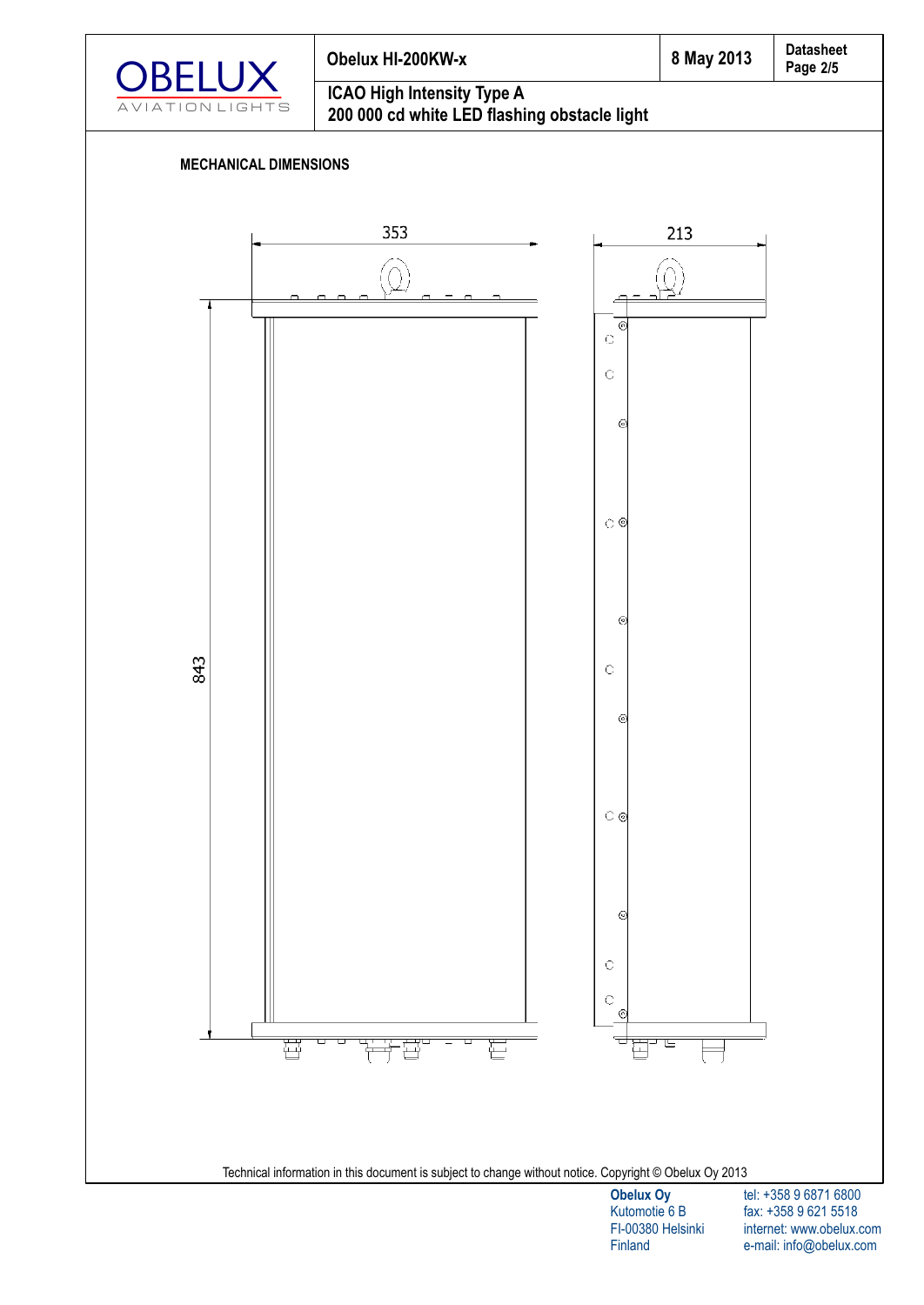## MECHANICAL DIMENSIONS

353

213

843

Technical information in this document is subject to change without notice. Copyright © Obelux Oy 2013

**Obelux Oy**
Kutomotie 6 B
FI-00380 Helsinki
Finland

tel: +358 9 6871 6800
fax: +358 9 621 5518
internet: www.obelux.com
e-mail: info@obelux.com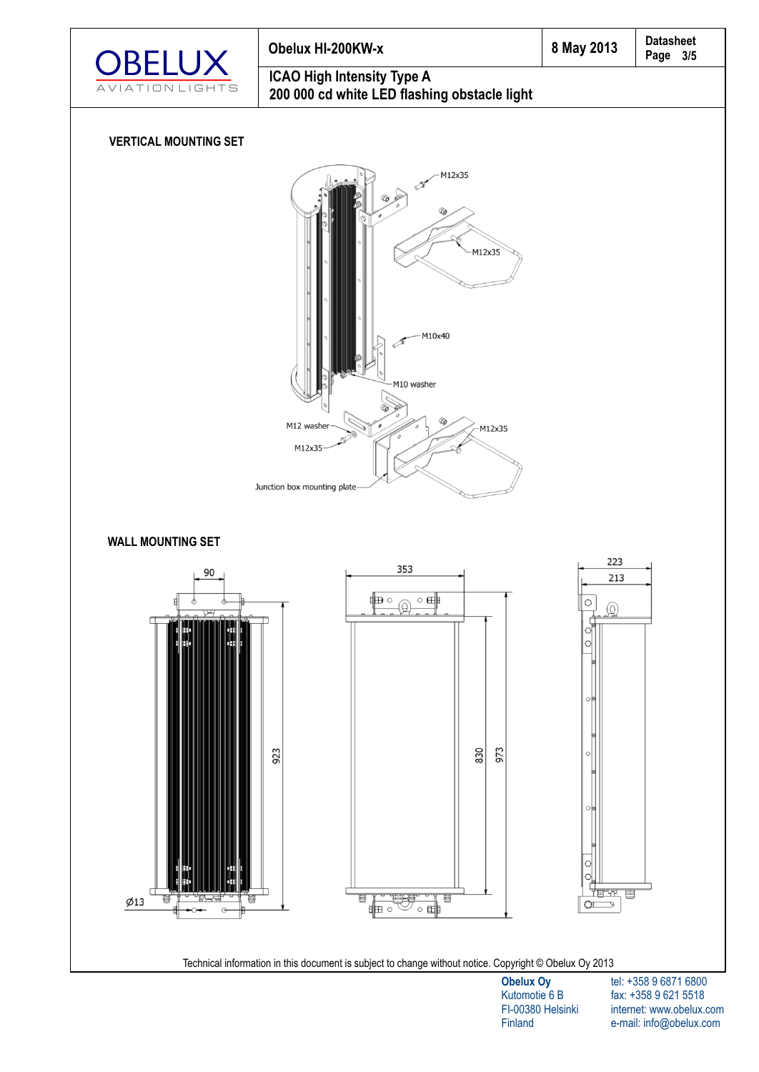## VERTICAL MOUNTING SET

M12x35

M12x35

M10x40

M10 washer

M12 washer

M12x35

M12x35

Junction box mounting plate

## WALL MOUNTING SET

90

923

Ø13

353

830

973

223

213

Technical information in this document is subject to change without notice. Copyright © Obelux Oy 2013

**Obelux Oy**
Kutomotie 6 B
FI-00380 Helsinki
Finland

tel: +358 9 6871 6800
fax: +358 9 621 5518
internet: www.obelux.com
e-mail: info@obelux.com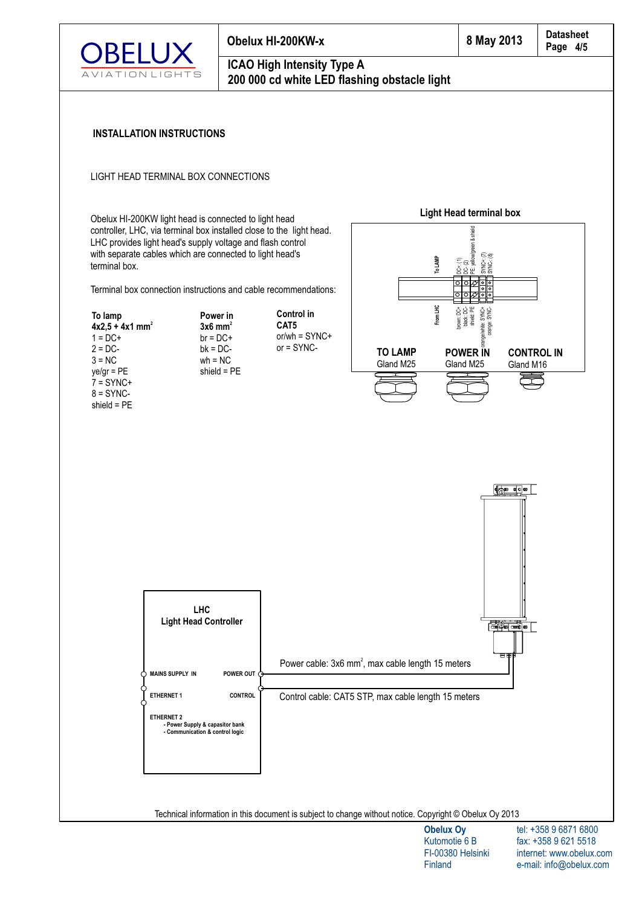## INSTALLATION INSTRUCTIONS

LIGHT HEAD TERMINAL BOX CONNECTIONS

Obelux HI-200KW light head is connected to light head controller, LHC, via terminal box installed close to the light head. LHC provides light head's supply voltage and flash control with separate cables which are connected to light head's terminal box.

Terminal box connection instructions and cable recommendations:

**To lamp**
**4x2,5 + 4x1 mm$^2$**
1 = DC+
2 = DC-
3 = NC
ye/gr = PE
7 = SYNC+
8 = SYNC-
shield = PE

**Power in**
**3x6 mm$^2$**
br = DC+
bk = DC-
wh = NC
shield = PE

**Control in**
**CAT5**
or/wh = SYNC+
or = SYNC-

**Light Head terminal box**

To LAMP: DC+ (1), DC- (2), PE: yellow/green & shield, SYNC+ (7), SYNC- (8)

From LHC: brown: DC+, black: DC-, shield: PE, orange/white: SYNC+, orange: SYNC-

**TO LAMP** Gland M25 | **POWER IN** Gland M25 | **CONTROL IN** Gland M16

**LHC**
**Light Head Controller**

MAINS SUPPLY IN | POWER OUT
ETHERNET 1 | CONTROL
ETHERNET 2
- Power Supply & capasitor bank
- Communication & control logic

Power cable: 3x6 mm$^2$, max cable length 15 meters

Control cable: CAT5 STP, max cable length 15 meters

Technical information in this document is subject to change without notice. Copyright © Obelux Oy 2013

**Obelux Oy**
Kutomotie 6 B
FI-00380 Helsinki
Finland

tel: +358 9 6871 6800
fax: +358 9 621 5518
internet: www.obelux.com
e-mail: info@obelux.com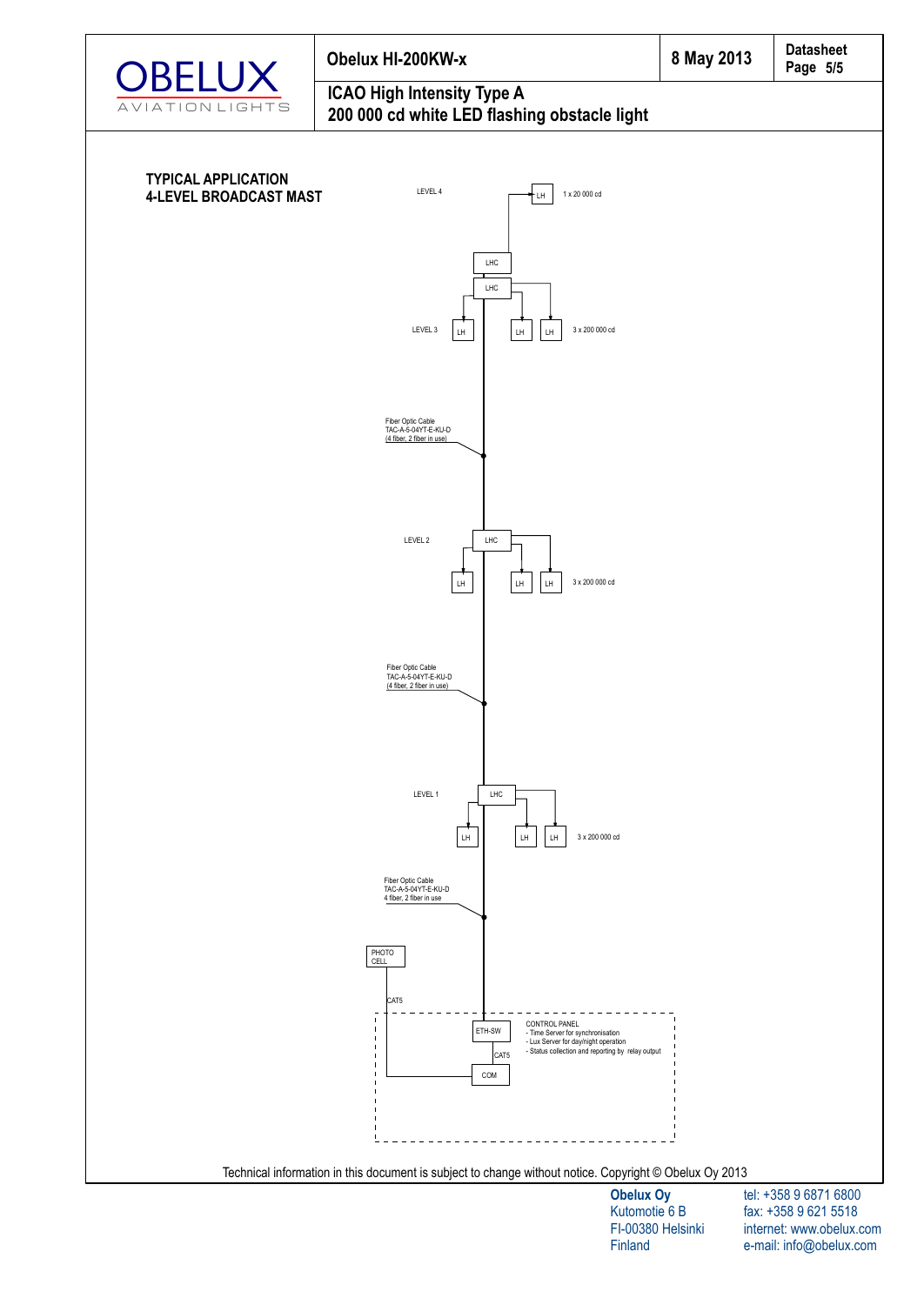## TYPICAL APPLICATION
## 4-LEVEL BROADCAST MAST

LEVEL 4

LH

1 x 20 000 cd

LHC

LHC

LEVEL 3

LH

LH

LH

3 x 200 000 cd

Fiber Optic Cable
TAC-A-5-04YT-E-KU-D
(4 fiber, 2 fiber in use)

LEVEL 2

LHC

LH

LH

LH

3 x 200 000 cd

Fiber Optic Cable
TAC-A-5-04YT-E-KU-D
(4 fiber, 2 fiber in use)

LEVEL 1

LHC

LH

LH

LH

3 x 200 000 cd

Fiber Optic Cable
TAC-A-5-04YT-E-KU-D
4 fiber, 2 fiber in use

PHOTO CELL

CAT5

ETH-SW

CAT5

COM

CONTROL PANEL
- Time Server for synchronisation
- Lux Server for day/night operation
- Status collection and reporting by relay output

Technical information in this document is subject to change without notice. Copyright © Obelux Oy 2013

**Obelux Oy**
Kutomotie 6 B
FI-00380 Helsinki
Finland

tel: +358 9 6871 6800
fax: +358 9 621 5518
internet: www.obelux.com
e-mail: info@obelux.com